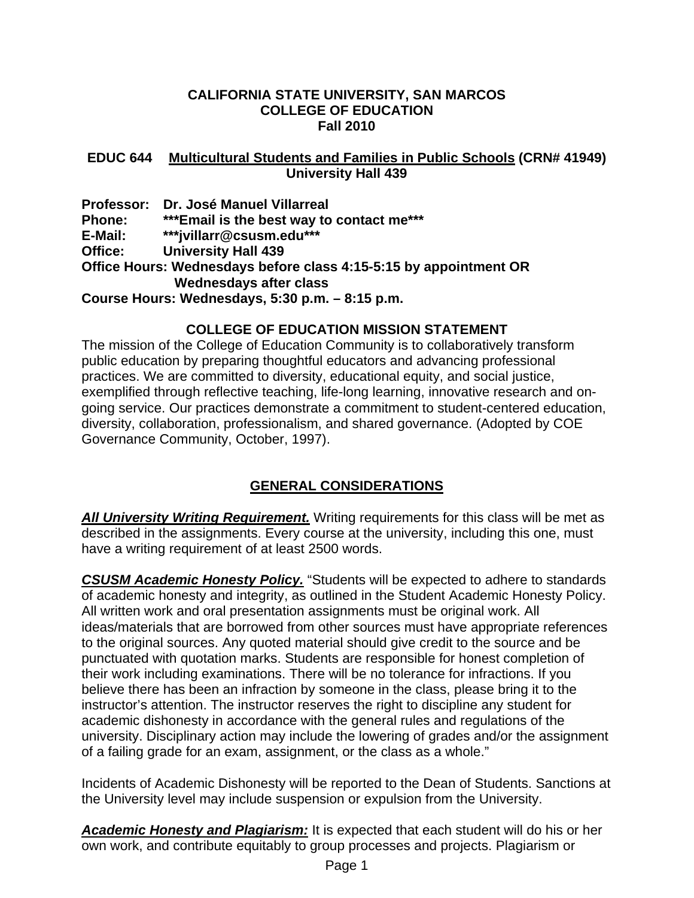# CALIFORNIA STATE UNIVERSITY, SAN MARCOS
# COLLEGE OF EDUCATION
# Fall 2010

## EDUC 644 Multicultural Students and Families in Public Schools (CRN# 41949) University Hall 439

**Professor:** **Dr. José Manuel Villarreal**
**Phone:** **\*\*\*Email is the best way to contact me\*\*\***
**E-Mail:** **\*\*\*jvillarr@csusm.edu\*\*\***
**Office:** **University Hall 439**
**Office Hours: Wednesdays before class 4:15-5:15 by appointment OR Wednesdays after class**
**Course Hours: Wednesdays, 5:30 p.m. – 8:15 p.m.**

## COLLEGE OF EDUCATION MISSION STATEMENT

The mission of the College of Education Community is to collaboratively transform public education by preparing thoughtful educators and advancing professional practices. We are committed to diversity, educational equity, and social justice, exemplified through reflective teaching, life-long learning, innovative research and on-going service. Our practices demonstrate a commitment to student-centered education, diversity, collaboration, professionalism, and shared governance. (Adopted by COE Governance Community, October, 1997).

## GENERAL CONSIDERATIONS

***All University Writing Requirement.*** Writing requirements for this class will be met as described in the assignments. Every course at the university, including this one, must have a writing requirement of at least 2500 words.

***CSUSM Academic Honesty Policy.*** "Students will be expected to adhere to standards of academic honesty and integrity, as outlined in the Student Academic Honesty Policy. All written work and oral presentation assignments must be original work. All ideas/materials that are borrowed from other sources must have appropriate references to the original sources. Any quoted material should give credit to the source and be punctuated with quotation marks. Students are responsible for honest completion of their work including examinations. There will be no tolerance for infractions. If you believe there has been an infraction by someone in the class, please bring it to the instructor's attention. The instructor reserves the right to discipline any student for academic dishonesty in accordance with the general rules and regulations of the university. Disciplinary action may include the lowering of grades and/or the assignment of a failing grade for an exam, assignment, or the class as a whole."

Incidents of Academic Dishonesty will be reported to the Dean of Students. Sanctions at the University level may include suspension or expulsion from the University.

***Academic Honesty and Plagiarism:*** It is expected that each student will do his or her own work, and contribute equitably to group processes and projects. Plagiarism or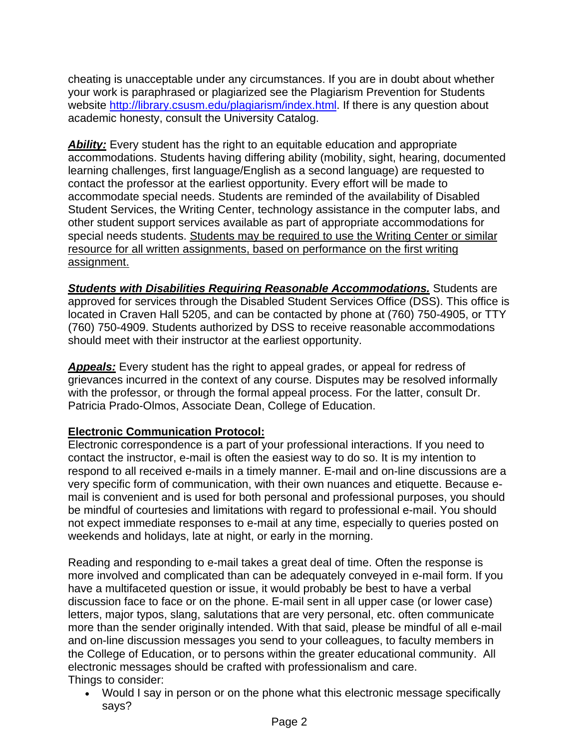cheating is unacceptable under any circumstances. If you are in doubt about whether your work is paraphrased or plagiarized see the Plagiarism Prevention for Students website http://library.csusm.edu/plagiarism/index.html. If there is any question about academic honesty, consult the University Catalog.

***Ability:*** Every student has the right to an equitable education and appropriate accommodations. Students having differing ability (mobility, sight, hearing, documented learning challenges, first language/English as a second language) are requested to contact the professor at the earliest opportunity. Every effort will be made to accommodate special needs. Students are reminded of the availability of Disabled Student Services, the Writing Center, technology assistance in the computer labs, and other student support services available as part of appropriate accommodations for special needs students. Students may be required to use the Writing Center or similar resource for all written assignments, based on performance on the first writing assignment.

***Students with Disabilities Requiring Reasonable Accommodations.*** Students are approved for services through the Disabled Student Services Office (DSS). This office is located in Craven Hall 5205, and can be contacted by phone at (760) 750-4905, or TTY (760) 750-4909. Students authorized by DSS to receive reasonable accommodations should meet with their instructor at the earliest opportunity.

***Appeals:*** Every student has the right to appeal grades, or appeal for redress of grievances incurred in the context of any course. Disputes may be resolved informally with the professor, or through the formal appeal process. For the latter, consult Dr. Patricia Prado-Olmos, Associate Dean, College of Education.

**Electronic Communication Protocol:**

Electronic correspondence is a part of your professional interactions. If you need to contact the instructor, e-mail is often the easiest way to do so. It is my intention to respond to all received e-mails in a timely manner. E-mail and on-line discussions are a very specific form of communication, with their own nuances and etiquette. Because e-mail is convenient and is used for both personal and professional purposes, you should be mindful of courtesies and limitations with regard to professional e-mail. You should not expect immediate responses to e-mail at any time, especially to queries posted on weekends and holidays, late at night, or early in the morning.

Reading and responding to e-mail takes a great deal of time. Often the response is more involved and complicated than can be adequately conveyed in e-mail form. If you have a multifaceted question or issue, it would probably be best to have a verbal discussion face to face or on the phone. E-mail sent in all upper case (or lower case) letters, major typos, slang, salutations that are very personal, etc. often communicate more than the sender originally intended. With that said, please be mindful of all e-mail and on-line discussion messages you send to your colleagues, to faculty members in the College of Education, or to persons within the greater educational community. All electronic messages should be crafted with professionalism and care.

Things to consider:

- Would I say in person or on the phone what this electronic message specifically says?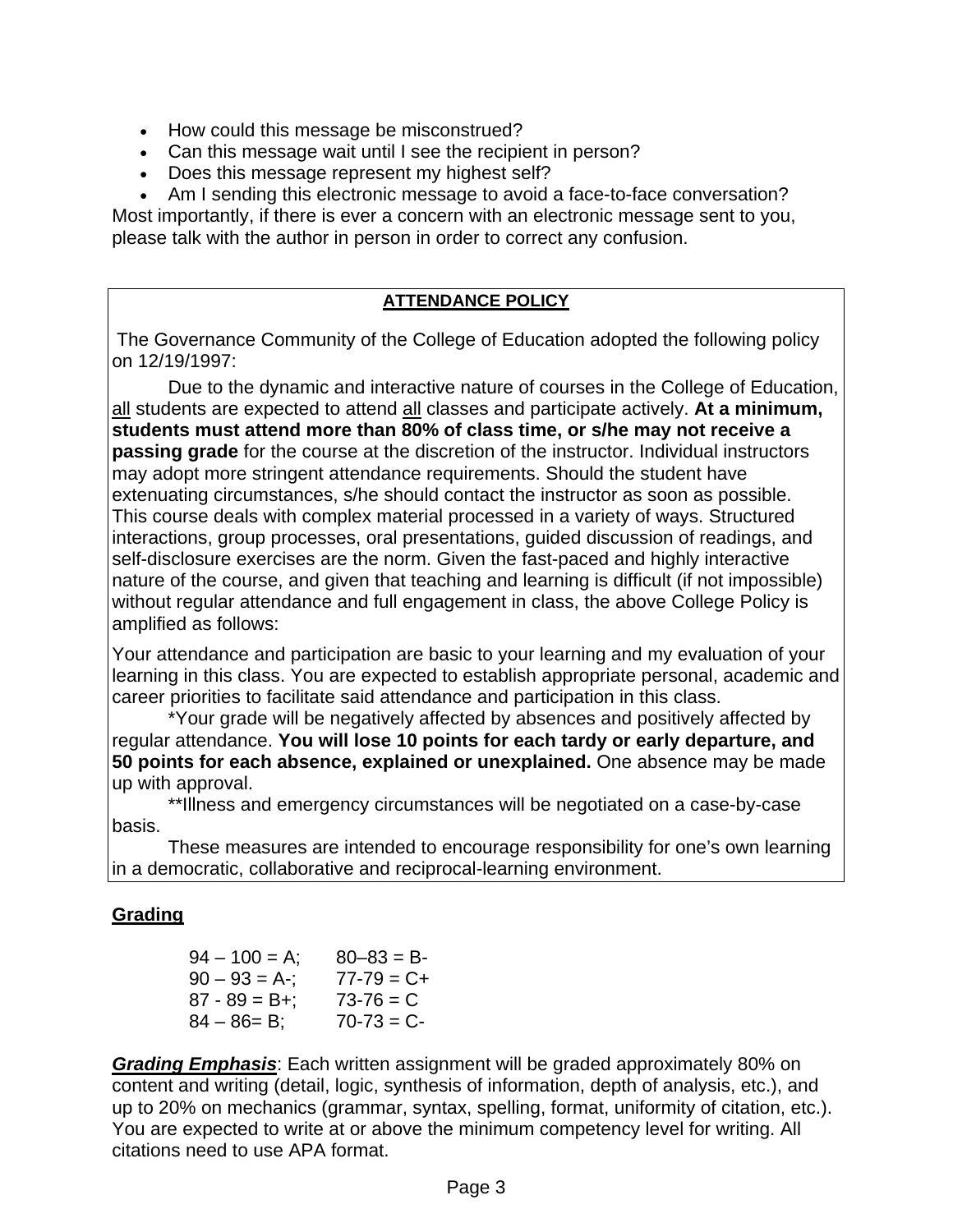- How could this message be misconstrued?
- Can this message wait until I see the recipient in person?
- Does this message represent my highest self?
- Am I sending this electronic message to avoid a face-to-face conversation?

Most importantly, if there is ever a concern with an electronic message sent to you, please talk with the author in person in order to correct any confusion.

## ATTENDANCE POLICY

The Governance Community of the College of Education adopted the following policy on 12/19/1997:

Due to the dynamic and interactive nature of courses in the College of Education, all students are expected to attend all classes and participate actively. **At a minimum, students must attend more than 80% of class time, or s/he may not receive a passing grade** for the course at the discretion of the instructor. Individual instructors may adopt more stringent attendance requirements. Should the student have extenuating circumstances, s/he should contact the instructor as soon as possible. This course deals with complex material processed in a variety of ways. Structured interactions, group processes, oral presentations, guided discussion of readings, and self-disclosure exercises are the norm. Given the fast-paced and highly interactive nature of the course, and given that teaching and learning is difficult (if not impossible) without regular attendance and full engagement in class, the above College Policy is amplified as follows:

Your attendance and participation are basic to your learning and my evaluation of your learning in this class. You are expected to establish appropriate personal, academic and career priorities to facilitate said attendance and participation in this class.

*Your grade will be negatively affected by absences and positively affected by regular attendance. **You will lose 10 points for each tardy or early departure, and 50 points for each absence, explained or unexplained.** One absence may be made up with approval.

**Illness and emergency circumstances will be negotiated on a case-by-case basis.

These measures are intended to encourage responsibility for one's own learning in a democratic, collaborative and reciprocal-learning environment.

## Grading

| | |
|---|---|
| 94 – 100 = A; | 80–83 = B- |
| 90 – 93 = A-; | 77-79 = C+ |
| 87 - 89 = B+; | 73-76 = C |
| 84 – 86= B; | 70-73 = C- |

***Grading Emphasis***: Each written assignment will be graded approximately 80% on content and writing (detail, logic, synthesis of information, depth of analysis, etc.), and up to 20% on mechanics (grammar, syntax, spelling, format, uniformity of citation, etc.). You are expected to write at or above the minimum competency level for writing. All citations need to use APA format.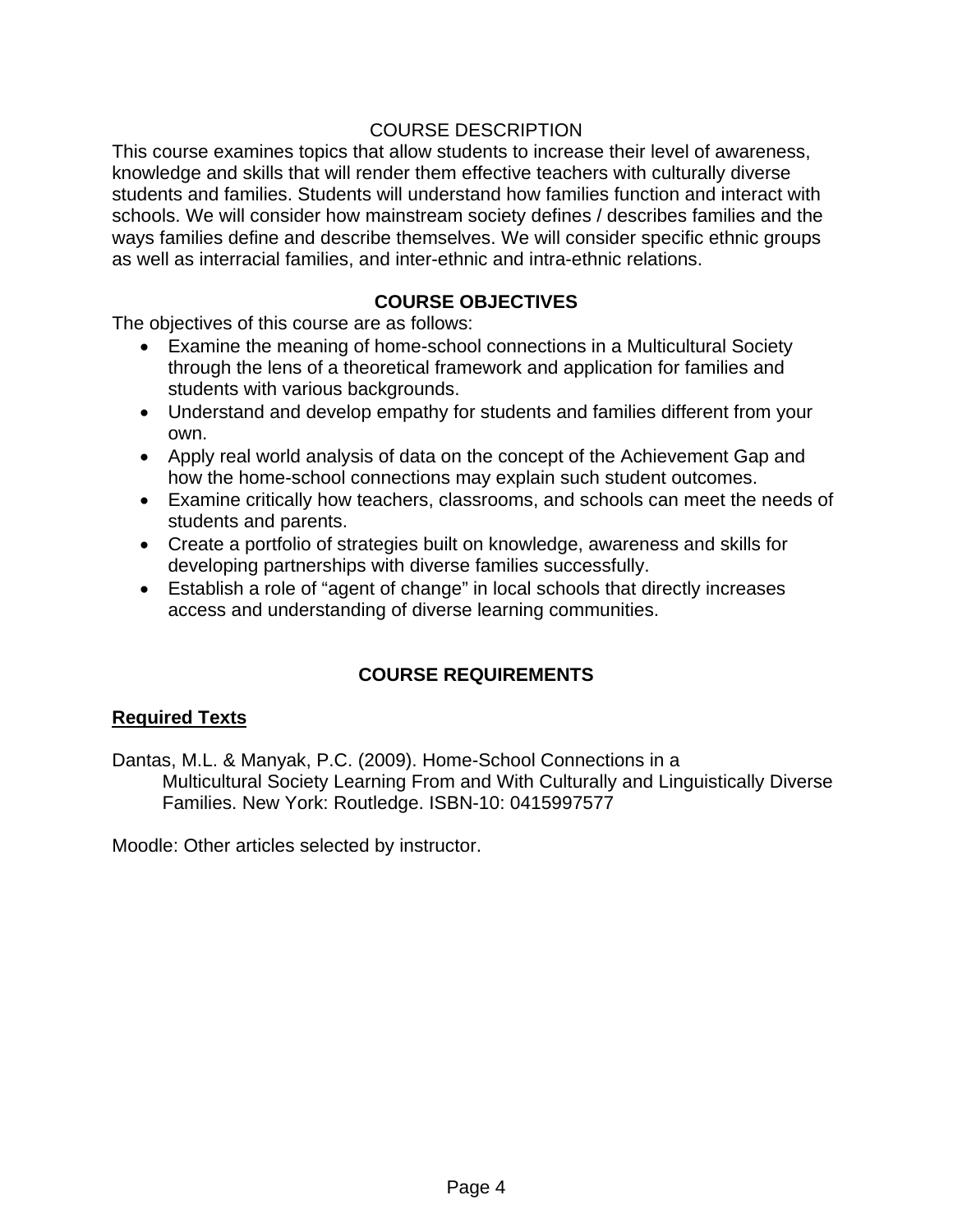## COURSE DESCRIPTION

This course examines topics that allow students to increase their level of awareness, knowledge and skills that will render them effective teachers with culturally diverse students and families. Students will understand how families function and interact with schools. We will consider how mainstream society defines / describes families and the ways families define and describe themselves. We will consider specific ethnic groups as well as interracial families, and inter-ethnic and intra-ethnic relations.

## COURSE OBJECTIVES

The objectives of this course are as follows:

- Examine the meaning of home-school connections in a Multicultural Society through the lens of a theoretical framework and application for families and students with various backgrounds.
- Understand and develop empathy for students and families different from your own.
- Apply real world analysis of data on the concept of the Achievement Gap and how the home-school connections may explain such student outcomes.
- Examine critically how teachers, classrooms, and schools can meet the needs of students and parents.
- Create a portfolio of strategies built on knowledge, awareness and skills for developing partnerships with diverse families successfully.
- Establish a role of "agent of change" in local schools that directly increases access and understanding of diverse learning communities.

## COURSE REQUIREMENTS

### Required Texts

Dantas, M.L. & Manyak, P.C. (2009). Home-School Connections in a Multicultural Society Learning From and With Culturally and Linguistically Diverse Families. New York: Routledge. ISBN-10: 0415997577

Moodle: Other articles selected by instructor.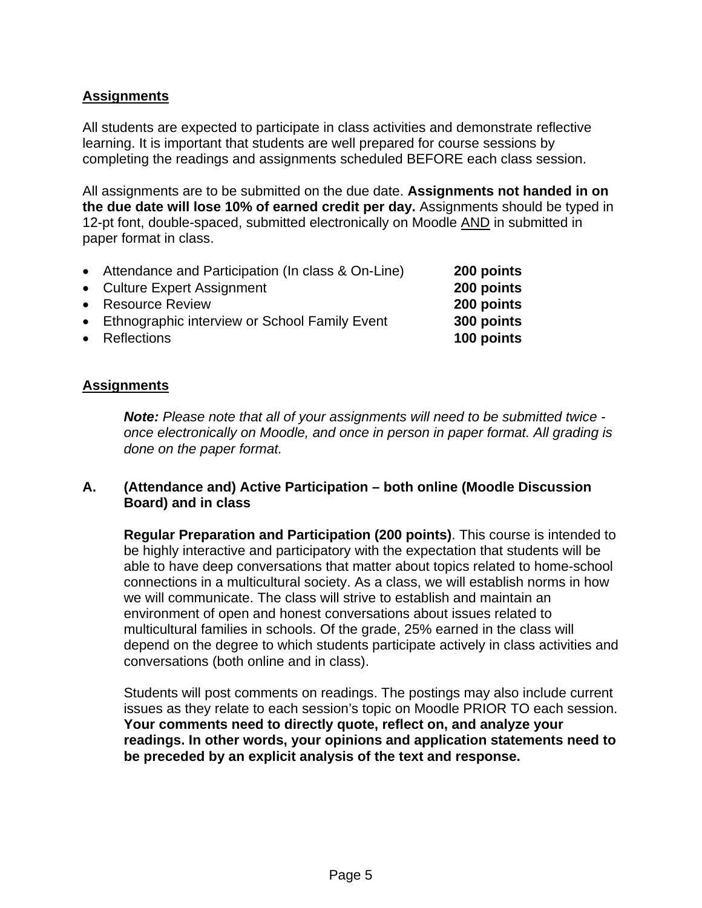## <u>Assignments</u>

All students are expected to participate in class activities and demonstrate reflective learning. It is important that students are well prepared for course sessions by completing the readings and assignments scheduled BEFORE each class session.

All assignments are to be submitted on the due date. **Assignments not handed in on the due date will lose 10% of earned credit per day.** Assignments should be typed in 12-pt font, double-spaced, submitted electronically on Moodle <u>AND</u> in submitted in paper format in class.

- Attendance and Participation (In class & On-Line) **200 points**
- Culture Expert Assignment **200 points**
- Resource Review **200 points**
- Ethnographic interview or School Family Event **300 points**
- Reflections **100 points**

## <u>Assignments</u>

***Note:*** *Please note that all of your assignments will need to be submitted twice - once electronically on Moodle, and once in person in paper format. All grading is done on the paper format.*

### A. (Attendance and) Active Participation – both online (Moodle Discussion Board) and in class

**Regular Preparation and Participation (200 points)**. This course is intended to be highly interactive and participatory with the expectation that students will be able to have deep conversations that matter about topics related to home-school connections in a multicultural society. As a class, we will establish norms in how we will communicate. The class will strive to establish and maintain an environment of open and honest conversations about issues related to multicultural families in schools. Of the grade, 25% earned in the class will depend on the degree to which students participate actively in class activities and conversations (both online and in class).

Students will post comments on readings. The postings may also include current issues as they relate to each session's topic on Moodle PRIOR TO each session. **Your comments need to directly quote, reflect on, and analyze your readings. In other words, your opinions and application statements need to be preceded by an explicit analysis of the text and response.**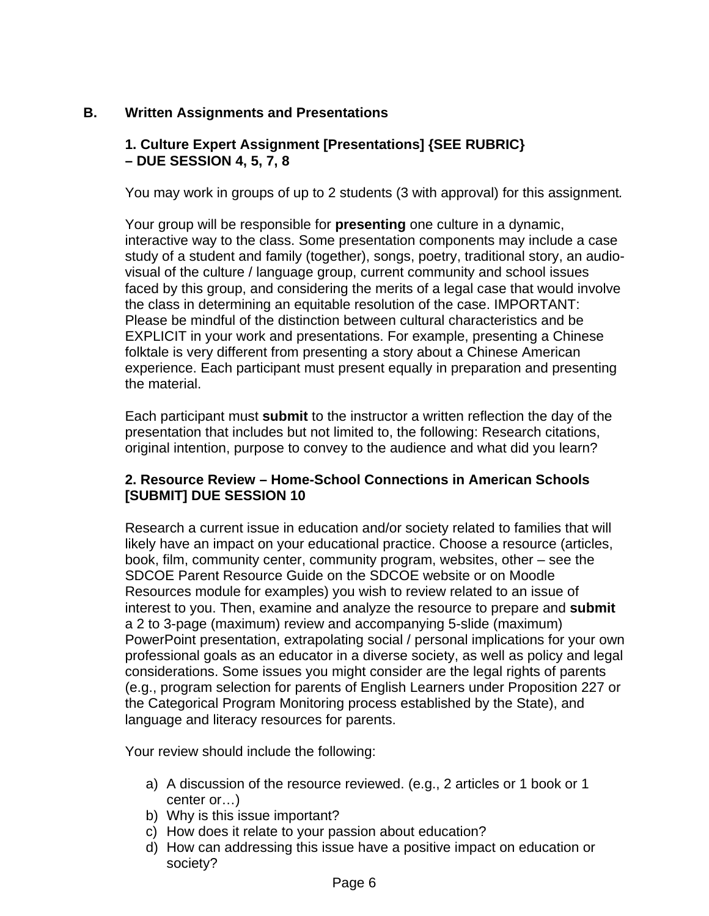## B. Written Assignments and Presentations

### 1. Culture Expert Assignment [Presentations] {SEE RUBRIC} – DUE SESSION 4, 5, 7, 8

You may work in groups of up to 2 students (3 with approval) for this assignment.

Your group will be responsible for **presenting** one culture in a dynamic, interactive way to the class. Some presentation components may include a case study of a student and family (together), songs, poetry, traditional story, an audio-visual of the culture / language group, current community and school issues faced by this group, and considering the merits of a legal case that would involve the class in determining an equitable resolution of the case. IMPORTANT: Please be mindful of the distinction between cultural characteristics and be EXPLICIT in your work and presentations. For example, presenting a Chinese folktale is very different from presenting a story about a Chinese American experience. Each participant must present equally in preparation and presenting the material.

Each participant must **submit** to the instructor a written reflection the day of the presentation that includes but not limited to, the following: Research citations, original intention, purpose to convey to the audience and what did you learn?

### 2. Resource Review – Home-School Connections in American Schools [SUBMIT] DUE SESSION 10

Research a current issue in education and/or society related to families that will likely have an impact on your educational practice. Choose a resource (articles, book, film, community center, community program, websites, other – see the SDCOE Parent Resource Guide on the SDCOE website or on Moodle Resources module for examples) you wish to review related to an issue of interest to you. Then, examine and analyze the resource to prepare and **submit** a 2 to 3-page (maximum) review and accompanying 5-slide (maximum) PowerPoint presentation, extrapolating social / personal implications for your own professional goals as an educator in a diverse society, as well as policy and legal considerations. Some issues you might consider are the legal rights of parents (e.g., program selection for parents of English Learners under Proposition 227 or the Categorical Program Monitoring process established by the State), and language and literacy resources for parents.

Your review should include the following:

a) A discussion of the resource reviewed. (e.g., 2 articles or 1 book or 1 center or…)
b) Why is this issue important?
c) How does it relate to your passion about education?
d) How can addressing this issue have a positive impact on education or society?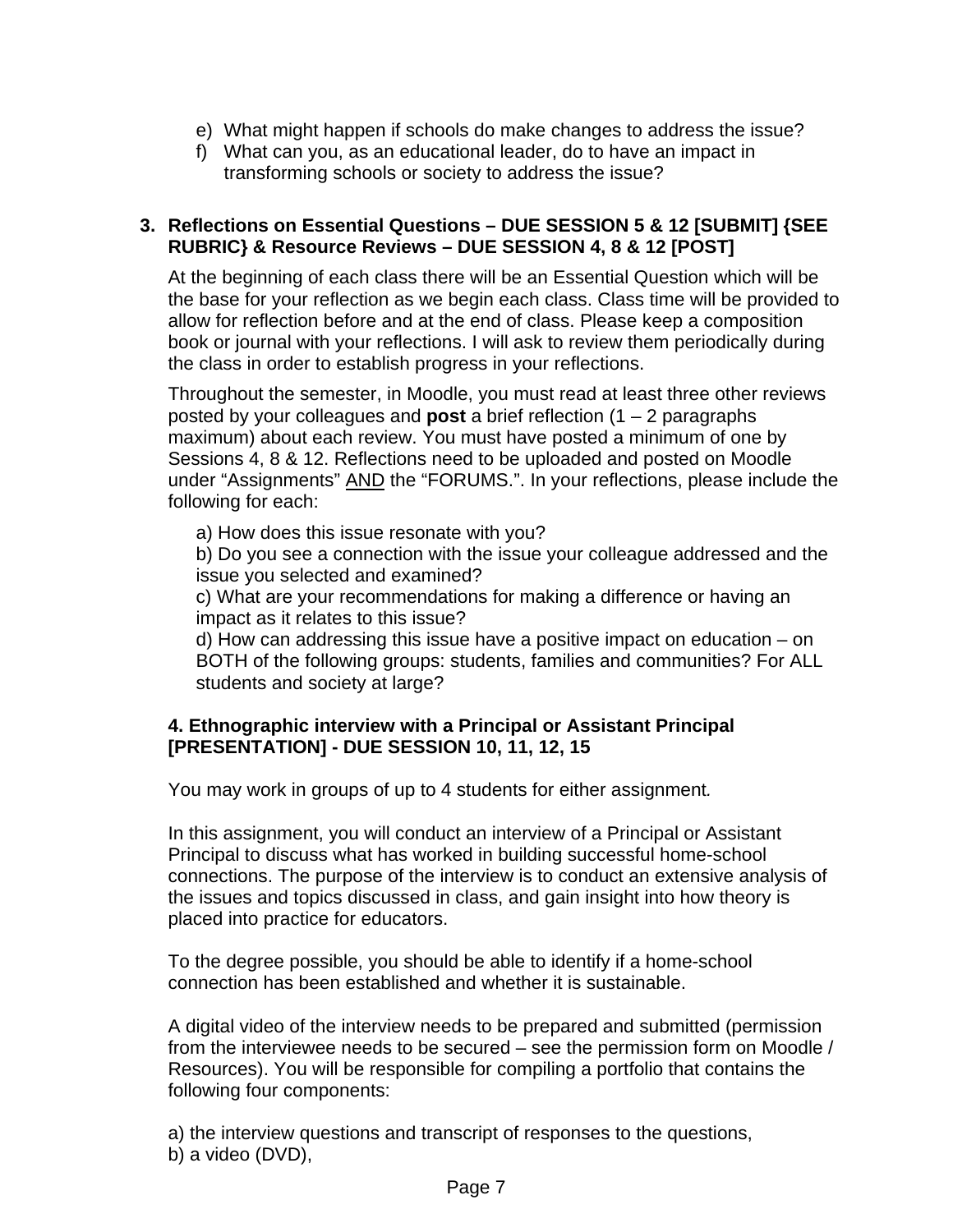e) What might happen if schools do make changes to address the issue?
f) What can you, as an educational leader, do to have an impact in transforming schools or society to address the issue?

**3. Reflections on Essential Questions – DUE SESSION 5 & 12 [SUBMIT] {SEE RUBRIC} & Resource Reviews – DUE SESSION 4, 8 & 12 [POST]**

At the beginning of each class there will be an Essential Question which will be the base for your reflection as we begin each class. Class time will be provided to allow for reflection before and at the end of class. Please keep a composition book or journal with your reflections. I will ask to review them periodically during the class in order to establish progress in your reflections.

Throughout the semester, in Moodle, you must read at least three other reviews posted by your colleagues and **post** a brief reflection (1 – 2 paragraphs maximum) about each review. You must have posted a minimum of one by Sessions 4, 8 & 12. Reflections need to be uploaded and posted on Moodle under "Assignments" <u>AND</u> the "FORUMS.". In your reflections, please include the following for each:

a) How does this issue resonate with you?
b) Do you see a connection with the issue your colleague addressed and the issue you selected and examined?
c) What are your recommendations for making a difference or having an impact as it relates to this issue?
d) How can addressing this issue have a positive impact on education – on BOTH of the following groups: students, families and communities? For ALL students and society at large?

**4. Ethnographic interview with a Principal or Assistant Principal [PRESENTATION] - DUE SESSION 10, 11, 12, 15**

You may work in groups of up to 4 students for either assignment.

In this assignment, you will conduct an interview of a Principal or Assistant Principal to discuss what has worked in building successful home-school connections. The purpose of the interview is to conduct an extensive analysis of the issues and topics discussed in class, and gain insight into how theory is placed into practice for educators.

To the degree possible, you should be able to identify if a home-school connection has been established and whether it is sustainable.

A digital video of the interview needs to be prepared and submitted (permission from the interviewee needs to be secured – see the permission form on Moodle / Resources). You will be responsible for compiling a portfolio that contains the following four components:

a) the interview questions and transcript of responses to the questions,
b) a video (DVD),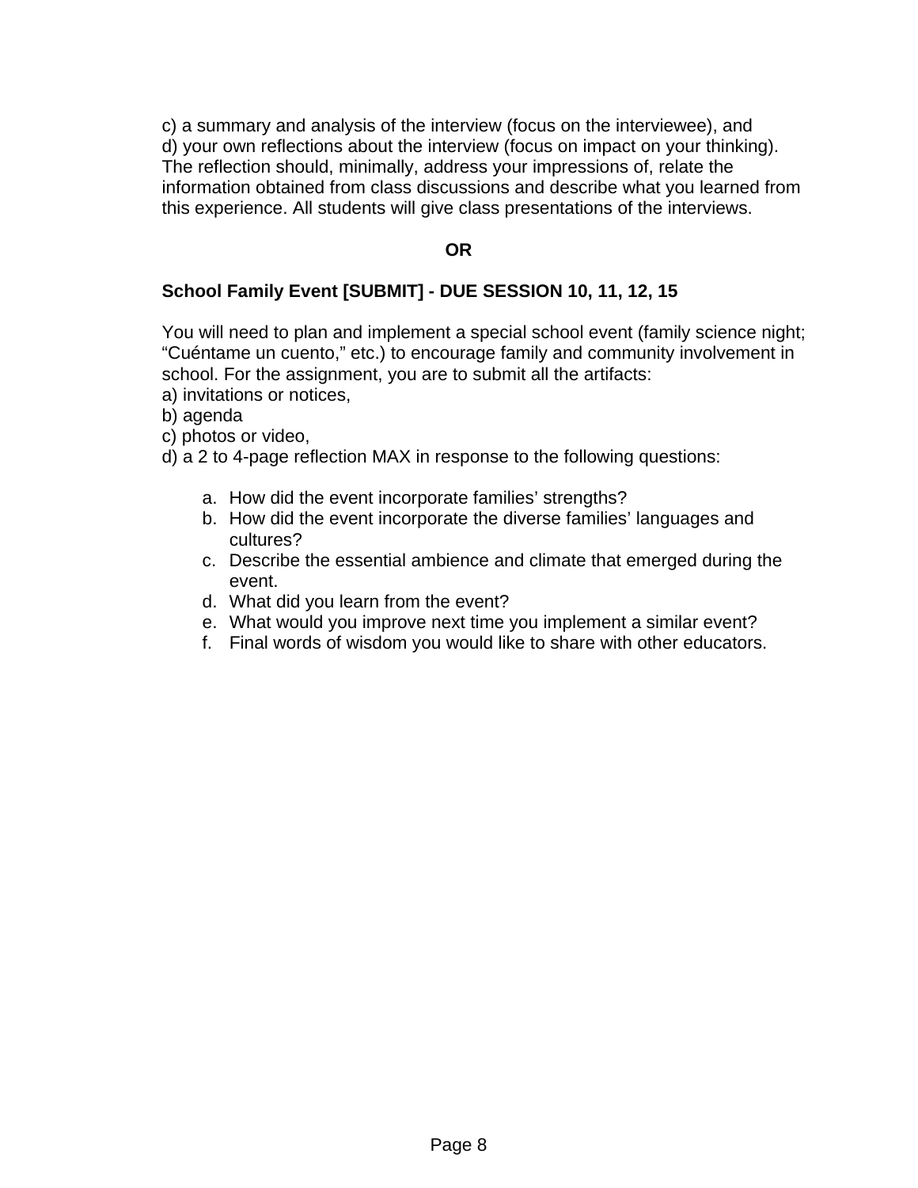c) a summary and analysis of the interview (focus on the interviewee), and
d) your own reflections about the interview (focus on impact on your thinking). The reflection should, minimally, address your impressions of, relate the information obtained from class discussions and describe what you learned from this experience. All students will give class presentations of the interviews.

**OR**

**School Family Event [SUBMIT] - DUE SESSION 10, 11, 12, 15**

You will need to plan and implement a special school event (family science night; "Cuéntame un cuento," etc.) to encourage family and community involvement in school. For the assignment, you are to submit all the artifacts:
a) invitations or notices,
b) agenda
c) photos or video,
d) a 2 to 4-page reflection MAX in response to the following questions:

a. How did the event incorporate families' strengths?
b. How did the event incorporate the diverse families' languages and cultures?
c. Describe the essential ambience and climate that emerged during the event.
d. What did you learn from the event?
e. What would you improve next time you implement a similar event?
f. Final words of wisdom you would like to share with other educators.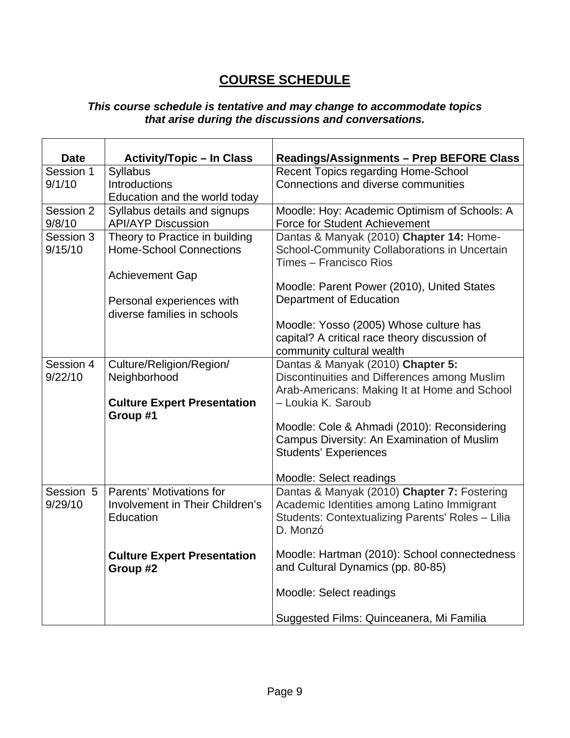# COURSE SCHEDULE

***This course schedule is tentative and may change to accommodate topics that arise during the discussions and conversations.***

| Date | Activity/Topic – In Class | Readings/Assignments – Prep BEFORE Class |
|---|---|---|
| Session 1<br>9/1/10 | Syllabus<br>Introductions<br>Education and the world today | Recent Topics regarding Home-School Connections and diverse communities |
| Session 2<br>9/8/10 | Syllabus details and signups<br>API/AYP Discussion | Moodle: Hoy: Academic Optimism of Schools: A Force for Student Achievement |
| Session 3<br>9/15/10 | Theory to Practice in building Home-School Connections<br><br>Achievement Gap<br><br>Personal experiences with diverse families in schools | Dantas & Manyak (2010) **Chapter 14:** Home-School-Community Collaborations in Uncertain Times – Francisco Rios<br><br>Moodle: Parent Power (2010), United States Department of Education<br><br>Moodle: Yosso (2005) Whose culture has capital? A critical race theory discussion of community cultural wealth |
| Session 4<br>9/22/10 | Culture/Religion/Region/ Neighborhood<br><br>**Culture Expert Presentation Group #1** | Dantas & Manyak (2010) **Chapter 5:** Discontinuities and Differences among Muslim Arab-Americans: Making It at Home and School – Loukia K. Saroub<br><br>Moodle: Cole & Ahmadi (2010): Reconsidering Campus Diversity: An Examination of Muslim Students' Experiences<br><br>Moodle: Select readings |
| Session 5<br>9/29/10 | Parents' Motivations for Involvement in Their Children's Education<br><br>**Culture Expert Presentation Group #2** | Dantas & Manyak (2010) **Chapter 7:** Fostering Academic Identities among Latino Immigrant Students: Contextualizing Parents' Roles – Lilia D. Monzó<br><br>Moodle: Hartman (2010): School connectedness and Cultural Dynamics (pp. 80-85)<br><br>Moodle: Select readings<br><br>Suggested Films: Quinceanera, Mi Familia |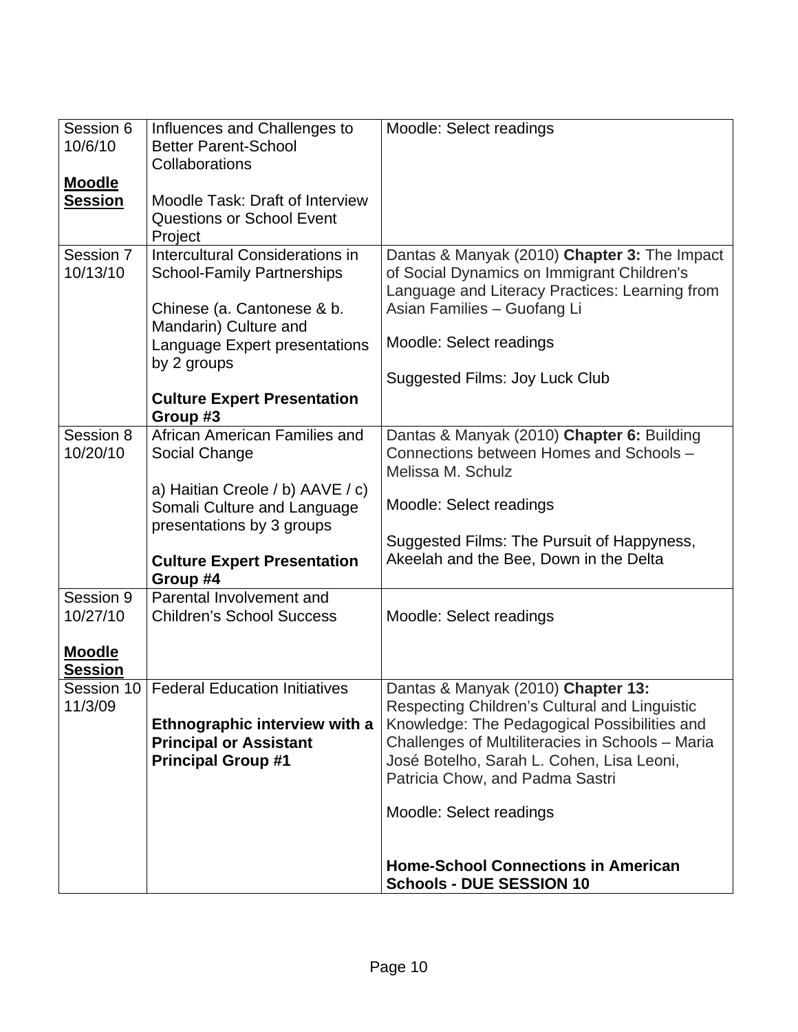| | | |
|---|---|---|
| Session 6 10/6/10<br><br>**Moodle Session** | Influences and Challenges to Better Parent-School Collaborations<br><br>Moodle Task: Draft of Interview Questions or School Event Project | Moodle: Select readings |
| Session 7 10/13/10 | Intercultural Considerations in School-Family Partnerships<br><br>Chinese (a. Cantonese & b. Mandarin) Culture and Language Expert presentations by 2 groups<br><br>**Culture Expert Presentation Group #3** | Dantas & Manyak (2010) **Chapter 3:** The Impact of Social Dynamics on Immigrant Children's Language and Literacy Practices: Learning from Asian Families – Guofang Li<br><br>Moodle: Select readings<br><br>Suggested Films: Joy Luck Club |
| Session 8 10/20/10 | African American Families and Social Change<br><br>a) Haitian Creole / b) AAVE / c) Somali Culture and Language presentations by 3 groups<br><br>**Culture Expert Presentation Group #4** | Dantas & Manyak (2010) **Chapter 6:** Building Connections between Homes and Schools – Melissa M. Schulz<br><br>Moodle: Select readings<br><br>Suggested Films: The Pursuit of Happyness, Akeelah and the Bee, Down in the Delta |
| Session 9 10/27/10<br><br>**Moodle Session** | Parental Involvement and Children's School Success | Moodle: Select readings |
| Session 10 11/3/09 | Federal Education Initiatives<br><br>**Ethnographic interview with a Principal or Assistant Principal Group #1** | Dantas & Manyak (2010) **Chapter 13:** Respecting Children's Cultural and Linguistic Knowledge: The Pedagogical Possibilities and Challenges of Multiliteracies in Schools – Maria José Botelho, Sarah L. Cohen, Lisa Leoni, Patricia Chow, and Padma Sastri<br><br>Moodle: Select readings<br><br>**Home-School Connections in American Schools - DUE SESSION 10** |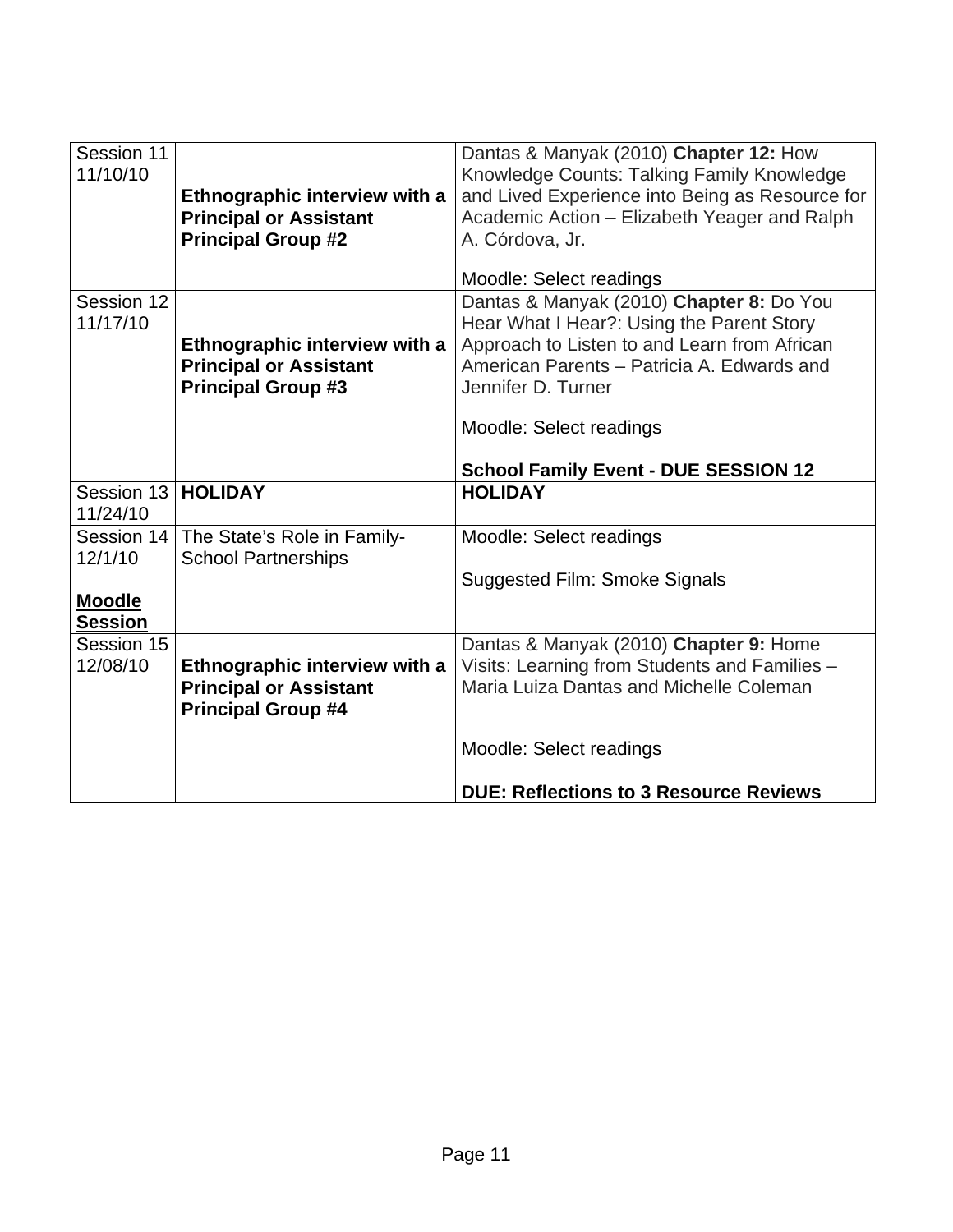| | | |
|---|---|---|
| Session 11 11/10/10 | **Ethnographic interview with a Principal or Assistant Principal Group #2** | Dantas & Manyak (2010) **Chapter 12:** How Knowledge Counts: Talking Family Knowledge and Lived Experience into Being as Resource for Academic Action – Elizabeth Yeager and Ralph A. Córdova, Jr.<br><br>Moodle: Select readings |
| Session 12 11/17/10 | **Ethnographic interview with a Principal or Assistant Principal Group #3** | Dantas & Manyak (2010) **Chapter 8:** Do You Hear What I Hear?: Using the Parent Story Approach to Listen to and Learn from African American Parents – Patricia A. Edwards and Jennifer D. Turner<br><br>Moodle: Select readings<br><br>**School Family Event - DUE SESSION 12** |
| Session 13 11/24/10 | **HOLIDAY** | **HOLIDAY** |
| Session 14 12/1/10<br><br>**Moodle Session** | The State's Role in Family-School Partnerships | Moodle: Select readings<br><br>Suggested Film: Smoke Signals |
| Session 15 12/08/10 | **Ethnographic interview with a Principal or Assistant Principal Group #4** | Dantas & Manyak (2010) **Chapter 9:** Home Visits: Learning from Students and Families – Maria Luiza Dantas and Michelle Coleman<br><br>Moodle: Select readings<br><br>**DUE: Reflections to 3 Resource Reviews** |